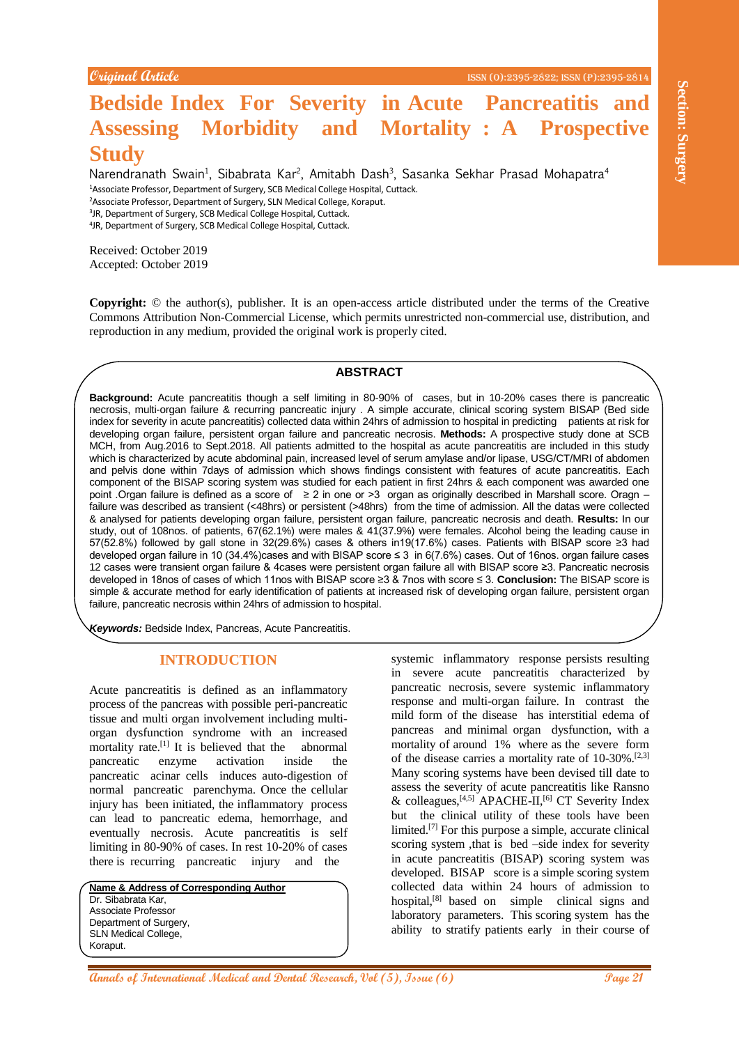Original Article

# Bedside Index For Severity in Acute Pancreatitis and Assessing Morbidity and Mortality : A Prospective Study

Narendranath Swain[1], Sibabrata Kar[2], Amitabh Dash[3], Sasanka Sekhar Prasad Mohapatra[4]

[1]Associate Professor, Department of Surgery, SCB Medical College Hospital, Cuttack.
[2]Associate Professor, Department of Surgery, SLN Medical College, Koraput.
[3]JR, Department of Surgery, SCB Medical College Hospital, Cuttack.
[4]JR, Department of Surgery, SCB Medical College Hospital, Cuttack.

Received: October 2019
Accepted: October 2019

**Copyright:** © the author(s), publisher. It is an open-access article distributed under the terms of the Creative Commons Attribution Non-Commercial License, which permits unrestricted non-commercial use, distribution, and reproduction in any medium, provided the original work is properly cited.

## ABSTRACT

**Background:** Acute pancreatitis though a self limiting in 80-90% of cases, but in 10-20% cases there is pancreatic necrosis, multi-organ failure & recurring pancreatic injury . A simple accurate, clinical scoring system BISAP (Bed side index for severity in acute pancreatitis) collected data within 24hrs of admission to hospital in predicting patients at risk for developing organ failure, persistent organ failure and pancreatic necrosis. **Methods:** A prospective study done at SCB MCH, from Aug.2016 to Sept.2018. All patients admitted to the hospital as acute pancreatitis are included in this study which is characterized by acute abdominal pain, increased level of serum amylase and/or lipase, USG/CT/MRI of abdomen and pelvis done within 7days of admission which shows findings consistent with features of acute pancreatitis. Each component of the BISAP scoring system was studied for each patient in first 24hrs & each component was awarded one point .Organ failure is defined as a score of ≥ 2 in one or >3 organ as originally described in Marshall score. Oragn –failure was described as transient (<48hrs) or persistent (>48hrs) from the time of admission. All the datas were collected & analysed for patients developing organ failure, persistent organ failure, pancreatic necrosis and death. **Results:** In our study, out of 108nos. of patients, 67(62.1%) were males & 41(37.9%) were females. Alcohol being the leading cause in 57(52.8%) followed by gall stone in 32(29.6%) cases & others in19(17.6%) cases. Patients with BISAP score ≥3 had developed organ failure in 10 (34.4%)cases and with BISAP score ≤ 3 in 6(7.6%) cases. Out of 16nos. organ failure cases 12 cases were transient organ failure & 4cases were persistent organ failure all with BISAP score ≥3. Pancreatic necrosis developed in 18nos of cases of which 11nos with BISAP score ≥3 & 7nos with score ≤ 3. **Conclusion:** The BISAP score is simple & accurate method for early identification of patients at increased risk of developing organ failure, persistent organ failure, pancreatic necrosis within 24hrs of admission to hospital.

***Keywords:*** Bedside Index, Pancreas, Acute Pancreatitis.

## INTRODUCTION

Acute pancreatitis is defined as an inflammatory process of the pancreas with possible peri-pancreatic tissue and multi organ involvement including multi-organ dysfunction syndrome with an increased mortality rate.[1] It is believed that the abnormal pancreatic enzyme activation inside the pancreatic acinar cells induces auto-digestion of normal pancreatic parenchyma. Once the cellular injury has been initiated, the inflammatory process can lead to pancreatic edema, hemorrhage, and eventually necrosis. Acute pancreatitis is self limiting in 80-90% of cases. In rest 10-20% of cases there is recurring pancreatic injury and the systemic inflammatory response persists resulting in severe acute pancreatitis characterized by pancreatic necrosis, severe systemic inflammatory response and multi-organ failure. In contrast the mild form of the disease has interstitial edema of pancreas and minimal organ dysfunction, with a mortality of around 1% where as the severe form of the disease carries a mortality rate of 10-30%.[2,3] Many scoring systems have been devised till date to assess the severity of acute pancreatitis like Ransno & colleagues,[4,5] APACHE-II,[6] CT Severity Index but the clinical utility of these tools have been limited.[7] For this purpose a simple, accurate clinical scoring system ,that is bed –side index for severity in acute pancreatitis (BISAP) scoring system was developed. BISAP score is a simple scoring system collected data within 24 hours of admission to hospital,[8] based on simple clinical signs and laboratory parameters. This scoring system has the ability to stratify patients early in their course of

**Name & Address of Corresponding Author**
Dr. Sibabrata Kar,
Associate Professor
Department of Surgery,
SLN Medical College,
Koraput.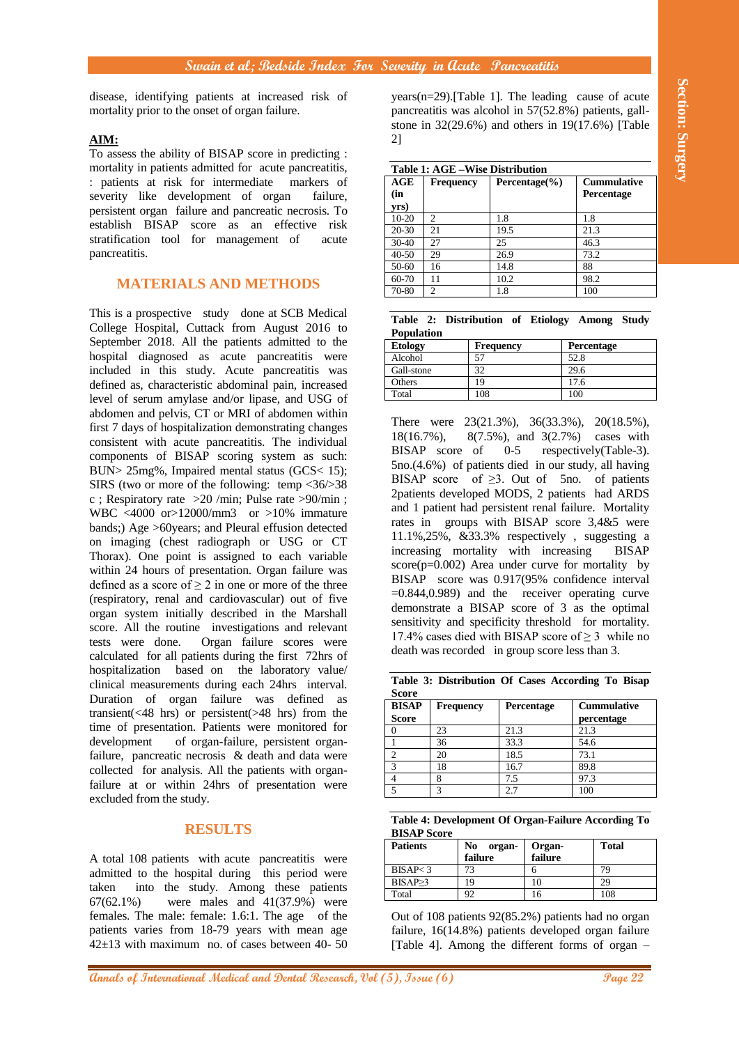disease, identifying patients at increased risk of mortality prior to the onset of organ failure.

**AIM:**

To assess the ability of BISAP score in predicting : mortality in patients admitted for acute pancreatitis, : patients at risk for intermediate markers of severity like development of organ failure, persistent organ failure and pancreatic necrosis. To establish BISAP score as an effective risk stratification tool for management of acute pancreatitis.

## MATERIALS AND METHODS

This is a prospective study done at SCB Medical College Hospital, Cuttack from August 2016 to September 2018. All the patients admitted to the hospital diagnosed as acute pancreatitis were included in this study. Acute pancreatitis was defined as, characteristic abdominal pain, increased level of serum amylase and/or lipase, and USG of abdomen and pelvis, CT or MRI of abdomen within first 7 days of hospitalization demonstrating changes consistent with acute pancreatitis. The individual components of BISAP scoring system as such: BUN> 25mg%, Impaired mental status (GCS< 15); SIRS (two or more of the following: temp <36/>38 c ; Respiratory rate >20 /min; Pulse rate >90/min ; WBC <4000 or>12000/mm3 or >10% immature bands;) Age >60years; and Pleural effusion detected on imaging (chest radiograph or USG or CT Thorax). One point is assigned to each variable within 24 hours of presentation. Organ failure was defined as a score of ≥ 2 in one or more of the three (respiratory, renal and cardiovascular) out of five organ system initially described in the Marshall score. All the routine investigations and relevant tests were done. Organ failure scores were calculated for all patients during the first 72hrs of hospitalization based on the laboratory value/ clinical measurements during each 24hrs interval. Duration of organ failure was defined as transient(<48 hrs) or persistent(>48 hrs) from the time of presentation. Patients were monitored for development of organ-failure, persistent organ-failure, pancreatic necrosis & death and data were collected for analysis. All the patients with organ-failure at or within 24hrs of presentation were excluded from the study.

## RESULTS

A total 108 patients with acute pancreatitis were admitted to the hospital during this period were taken into the study. Among these patients 67(62.1%) were males and 41(37.9%) were females. The male: female: 1.6:1. The age of the patients varies from 18-79 years with mean age 42±13 with maximum no. of cases between 40- 50 years(n=29).[Table 1]. The leading cause of acute pancreatitis was alcohol in 57(52.8%) patients, gall-stone in 32(29.6%) and others in 19(17.6%) [Table 2]

**Table 1: AGE –Wise Distribution**

| AGE (in yrs) | Frequency | Percentage(%) | Cummulative Percentage |
|---|---|---|---|
| 10-20 | 2 | 1.8 | 1.8 |
| 20-30 | 21 | 19.5 | 21.3 |
| 30-40 | 27 | 25 | 46.3 |
| 40-50 | 29 | 26.9 | 73.2 |
| 50-60 | 16 | 14.8 | 88 |
| 60-70 | 11 | 10.2 | 98.2 |
| 70-80 | 2 | 1.8 | 100 |

**Table 2: Distribution of Etiology Among Study Population**

| Etology | Frequency | Percentage |
|---|---|---|
| Alcohol | 57 | 52.8 |
| Gall-stone | 32 | 29.6 |
| Others | 19 | 17.6 |
| Total | 108 | 100 |

There were 23(21.3%), 36(33.3%), 20(18.5%), 18(16.7%), 8(7.5%), and 3(2.7%) cases with BISAP score of 0-5 respectively(Table-3). 5no.(4.6%) of patients died in our study, all having BISAP score of ≥3. Out of 5no. of patients 2patients developed MODS, 2 patients had ARDS and 1 patient had persistent renal failure. Mortality rates in groups with BISAP score 3,4&5 were 11.1%,25%, &33.3% respectively , suggesting a increasing mortality with increasing BISAP score(p=0.002) Area under curve for mortality by BISAP score was 0.917(95% confidence interval =0.844,0.989) and the receiver operating curve demonstrate a BISAP score of 3 as the optimal sensitivity and specificity threshold for mortality. 17.4% cases died with BISAP score of ≥ 3 while no death was recorded in group score less than 3.

**Table 3: Distribution Of Cases According To Bisap Score**

| BISAP Score | Frequency | Percentage | Cummulative percentage |
|---|---|---|---|
| 0 | 23 | 21.3 | 21.3 |
| 1 | 36 | 33.3 | 54.6 |
| 2 | 20 | 18.5 | 73.1 |
| 3 | 18 | 16.7 | 89.8 |
| 4 | 8 | 7.5 | 97.3 |
| 5 | 3 | 2.7 | 100 |

**Table 4: Development Of Organ-Failure According To BISAP Score**

| Patients | No organ-failure | Organ-failure | Total |
|---|---|---|---|
| BISAP< 3 | 73 | 6 | 79 |
| BISAP≥3 | 19 | 10 | 29 |
| Total | 92 | 16 | 108 |

Out of 108 patients 92(85.2%) patients had no organ failure, 16(14.8%) patients developed organ failure [Table 4]. Among the different forms of organ –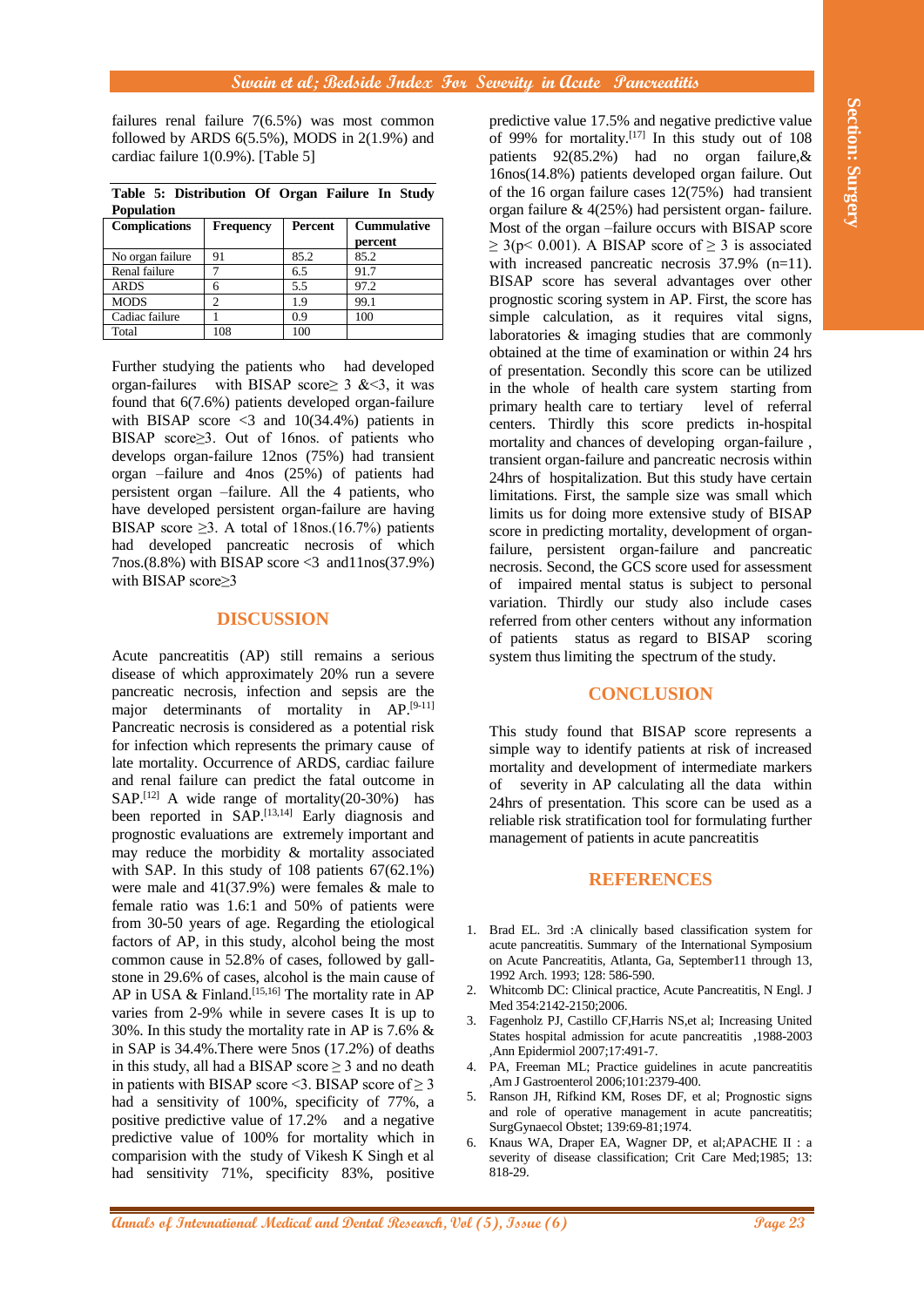failures renal failure 7(6.5%) was most common followed by ARDS 6(5.5%), MODS in 2(1.9%) and cardiac failure 1(0.9%). [Table 5]

**Table 5: Distribution Of Organ Failure In Study Population**

| Complications | Frequency | Percent | Cummulative percent |
|---|---|---|---|
| No organ failure | 91 | 85.2 | 85.2 |
| Renal failure | 7 | 6.5 | 91.7 |
| ARDS | 6 | 5.5 | 97.2 |
| MODS | 2 | 1.9 | 99.1 |
| Cadiac failure | 1 | 0.9 | 100 |
| Total | 108 | 100 | |

Further studying the patients who had developed organ-failures with BISAP score≥ 3 &<3, it was found that 6(7.6%) patients developed organ-failure with BISAP score <3 and 10(34.4%) patients in BISAP score≥3. Out of 16nos. of patients who develops organ-failure 12nos (75%) had transient organ –failure and 4nos (25%) of patients had persistent organ –failure. All the 4 patients, who have developed persistent organ-failure are having BISAP score ≥3. A total of 18nos.(16.7%) patients had developed pancreatic necrosis of which 7nos.(8.8%) with BISAP score <3 and11nos(37.9%) with BISAP score≥3

## DISCUSSION

Acute pancreatitis (AP) still remains a serious disease of which approximately 20% run a severe pancreatic necrosis, infection and sepsis are the major determinants of mortality in AP.[9-11] Pancreatic necrosis is considered as a potential risk for infection which represents the primary cause of late mortality. Occurrence of ARDS, cardiac failure and renal failure can predict the fatal outcome in SAP.[12] A wide range of mortality(20-30%) has been reported in SAP.[13,14] Early diagnosis and prognostic evaluations are extremely important and may reduce the morbidity & mortality associated with SAP. In this study of 108 patients 67(62.1%) were male and 41(37.9%) were females & male to female ratio was 1.6:1 and 50% of patients were from 30-50 years of age. Regarding the etiological factors of AP, in this study, alcohol being the most common cause in 52.8% of cases, followed by gall-stone in 29.6% of cases, alcohol is the main cause of AP in USA & Finland.[15,16] The mortality rate in AP varies from 2-9% while in severe cases It is up to 30%. In this study the mortality rate in AP is 7.6% & in SAP is 34.4%.There were 5nos (17.2%) of deaths in this study, all had a BISAP score ≥ 3 and no death in patients with BISAP score <3. BISAP score of ≥ 3 had a sensitivity of 100%, specificity of 77%, a positive predictive value of 17.2% and a negative predictive value of 100% for mortality which in comparision with the study of Vikesh K Singh et al had sensitivity 71%, specificity 83%, positive predictive value 17.5% and negative predictive value of 99% for mortality.[17] In this study out of 108 patients 92(85.2%) had no organ failure,& 16nos(14.8%) patients developed organ failure. Out of the 16 organ failure cases 12(75%) had transient organ failure & 4(25%) had persistent organ- failure. Most of the organ –failure occurs with BISAP score ≥ 3(p< 0.001). A BISAP score of ≥ 3 is associated with increased pancreatic necrosis 37.9% (n=11). BISAP score has several advantages over other prognostic scoring system in AP. First, the score has simple calculation, as it requires vital signs, laboratories & imaging studies that are commonly obtained at the time of examination or within 24 hrs of presentation. Secondly this score can be utilized in the whole of health care system starting from primary health care to tertiary level of referral centers. Thirdly this score predicts in-hospital mortality and chances of developing organ-failure , transient organ-failure and pancreatic necrosis within 24hrs of hospitalization. But this study have certain limitations. First, the sample size was small which limits us for doing more extensive study of BISAP score in predicting mortality, development of organ-failure, persistent organ-failure and pancreatic necrosis. Second, the GCS score used for assessment of impaired mental status is subject to personal variation. Thirdly our study also include cases referred from other centers without any information of patients status as regard to BISAP scoring system thus limiting the spectrum of the study.

## CONCLUSION

This study found that BISAP score represents a simple way to identify patients at risk of increased mortality and development of intermediate markers of severity in AP calculating all the data within 24hrs of presentation. This score can be used as a reliable risk stratification tool for formulating further management of patients in acute pancreatitis

## REFERENCES

1. Brad EL. 3rd :A clinically based classification system for acute pancreatitis. Summary of the International Symposium on Acute Pancreatitis, Atlanta, Ga, September11 through 13, 1992 Arch. 1993; 128: 586-590.
2. Whitcomb DC: Clinical practice, Acute Pancreatitis, N Engl. J Med 354:2142-2150;2006.
3. Fagenholz PJ, Castillo CF,Harris NS,et al; Increasing United States hospital admission for acute pancreatitis ,1988-2003 ,Ann Epidermiol 2007;17:491-7.
4. PA, Freeman ML; Practice guidelines in acute pancreatitis ,Am J Gastroenterol 2006;101:2379-400.
5. Ranson JH, Rifkind KM, Roses DF, et al; Prognostic signs and role of operative management in acute pancreatitis; SurgGynaecol Obstet; 139:69-81;1974.
6. Knaus WA, Draper EA, Wagner DP, et al;APACHE II : a severity of disease classification; Crit Care Med;1985; 13: 818-29.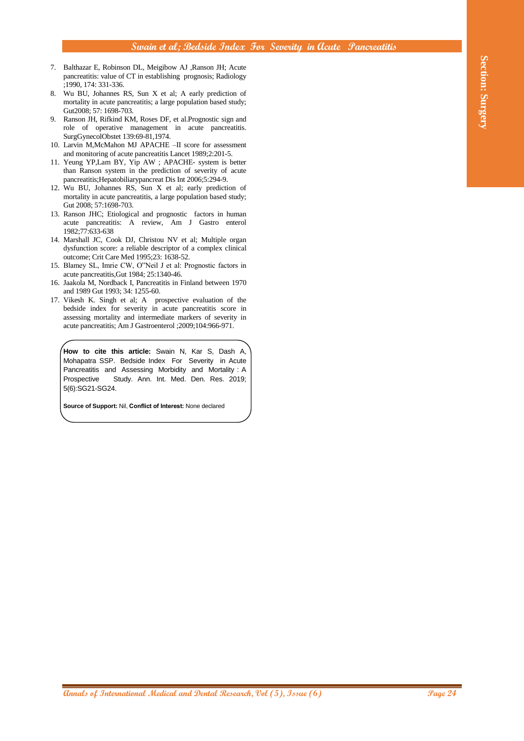7. Balthazar E, Robinson DL, Meigibow AJ ,Ranson JH; Acute pancreatitis: value of CT in establishing prognosis; Radiology ;1990, 174: 331-336.
8. Wu BU, Johannes RS, Sun X et al; A early prediction of mortality in acute pancreatitis; a large population based study; Gut2008; 57: 1698-703.
9. Ranson JH, Rifkind KM, Roses DF, et al.Prognostic sign and role of operative management in acute pancreatitis. SurgGynecolObstet 139:69-81,1974.
10. Larvin M,McMahon MJ APACHE –II score for assessment and monitoring of acute pancreatitis Lancet 1989;2:201-5.
11. Yeung YP,Lam BY, Yip AW ; APACHE- system is better than Ranson system in the prediction of severity of acute pancreatitis;Hepatobiliarypancreat Dis Int 2006;5:294-9.
12. Wu BU, Johannes RS, Sun X et al; early prediction of mortality in acute pancreatitis, a large population based study; Gut 2008; 57:1698-703.
13. Ranson JHC; Etiological and prognostic factors in human acute pancreatitis: A review, Am J Gastro enterol 1982;77:633-638
14. Marshall JC, Cook DJ, Christou NV et al; Multiple organ dysfunction score: a reliable descriptor of a complex clinical outcome; Crit Care Med 1995;23: 1638-52.
15. Blamey SL, Imrie CW, O"Neil J et al: Prognostic factors in acute pancreatitis,Gut 1984; 25:1340-46.
16. Jaakola M, Nordback I, Pancreatitis in Finland between 1970 and 1989 Gut 1993; 34: 1255-60.
17. Vikesh K. Singh et al; A prospective evaluation of the bedside index for severity in acute pancreatitis score in assessing mortality and intermediate markers of severity in acute pancreatitis; Am J Gastroenterol ;2009;104:966-971.

**How to cite this article:** Swain N, Kar S, Dash A, Mohapatra SSP. Bedside Index For Severity in Acute Pancreatitis and Assessing Morbidity and Mortality : A Prospective Study. Ann. Int. Med. Den. Res. 2019; 5(6):SG21-SG24.

**Source of Support:** Nil, **Conflict of Interest:** None declared